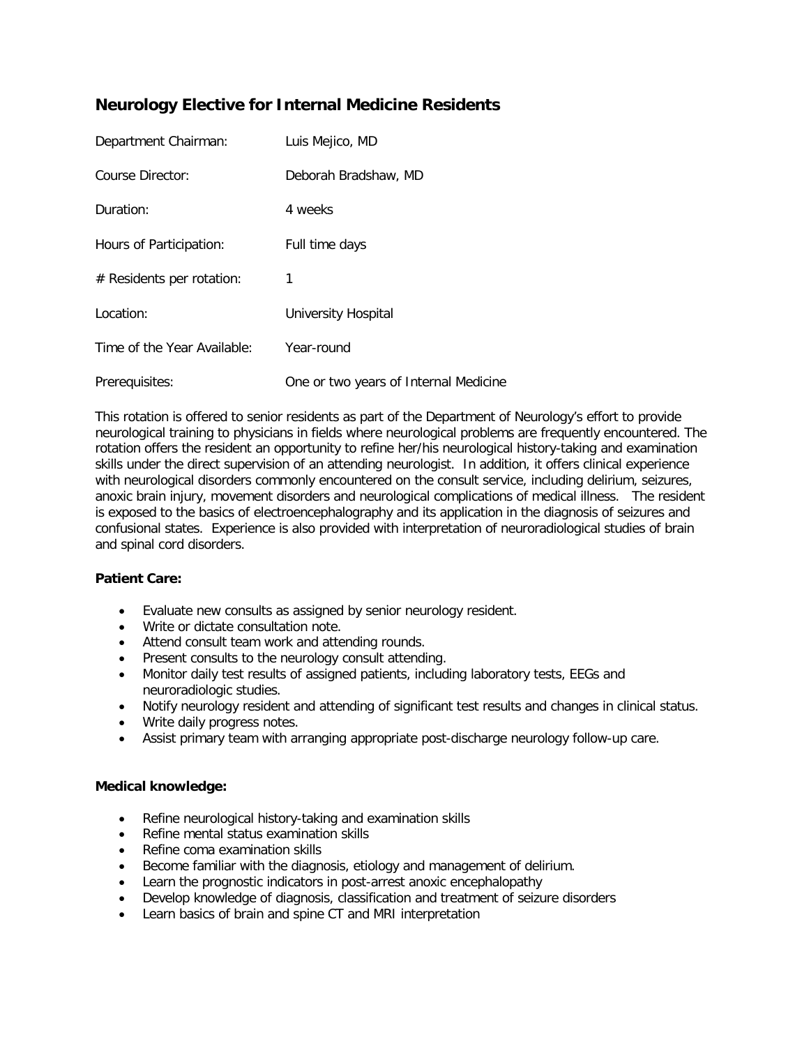# Neurology Elective for Internal Medicine Residents

| | |
|---|---|
| Department Chairman: | Luis Mejico, MD |
| Course Director: | Deborah Bradshaw, MD |
| Duration: | 4 weeks |
| Hours of Participation: | Full time days |
| # Residents per rotation: | 1 |
| Location: | University Hospital |
| Time of the Year Available: | Year-round |
| Prerequisites: | One or two years of Internal Medicine |

This rotation is offered to senior residents as part of the Department of Neurology's effort to provide neurological training to physicians in fields where neurological problems are frequently encountered. The rotation offers the resident an opportunity to refine her/his neurological history-taking and examination skills under the direct supervision of an attending neurologist. In addition, it offers clinical experience with neurological disorders commonly encountered on the consult service, including delirium, seizures, anoxic brain injury, movement disorders and neurological complications of medical illness. The resident is exposed to the basics of electroencephalography and its application in the diagnosis of seizures and confusional states. Experience is also provided with interpretation of neuroradiological studies of brain and spinal cord disorders.

**Patient Care:**

- Evaluate new consults as assigned by senior neurology resident.
- Write or dictate consultation note.
- Attend consult team work and attending rounds.
- Present consults to the neurology consult attending.
- Monitor daily test results of assigned patients, including laboratory tests, EEGs and neuroradiologic studies.
- Notify neurology resident and attending of significant test results and changes in clinical status.
- Write daily progress notes.
- Assist primary team with arranging appropriate post-discharge neurology follow-up care.

**Medical knowledge:**

- Refine neurological history-taking and examination skills
- Refine mental status examination skills
- Refine coma examination skills
- Become familiar with the diagnosis, etiology and management of delirium.
- Learn the prognostic indicators in post-arrest anoxic encephalopathy
- Develop knowledge of diagnosis, classification and treatment of seizure disorders
- Learn basics of brain and spine CT and MRI interpretation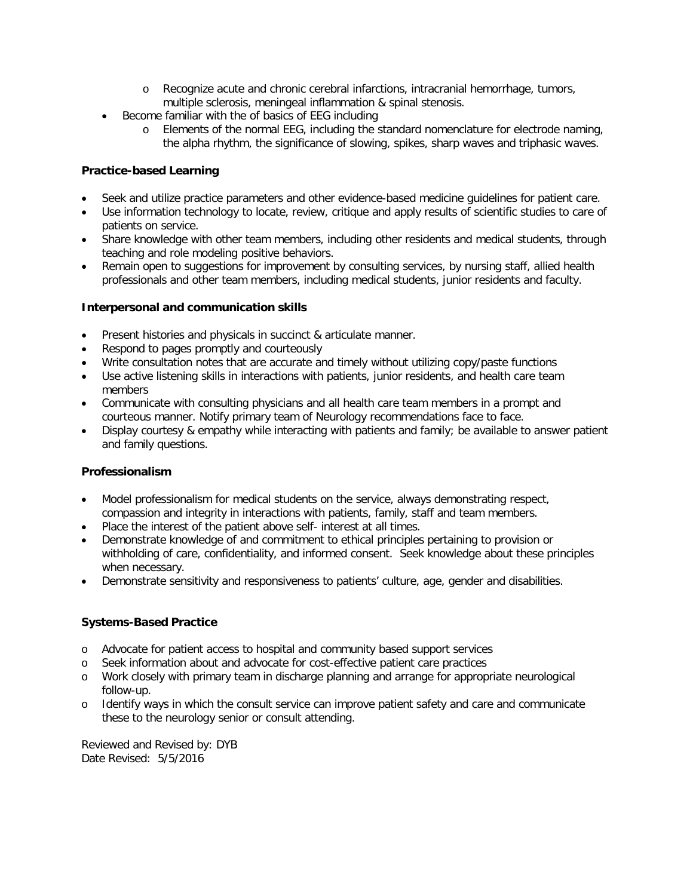- Recognize acute and chronic cerebral infarctions, intracranial hemorrhage, tumors, multiple sclerosis, meningeal inflammation & spinal stenosis.
- Become familiar with the of basics of EEG including
    - Elements of the normal EEG, including the standard nomenclature for electrode naming, the alpha rhythm, the significance of slowing, spikes, sharp waves and triphasic waves.

**Practice-based Learning**

- Seek and utilize practice parameters and other evidence-based medicine guidelines for patient care.
- Use information technology to locate, review, critique and apply results of scientific studies to care of patients on service.
- Share knowledge with other team members, including other residents and medical students, through teaching and role modeling positive behaviors.
- Remain open to suggestions for improvement by consulting services, by nursing staff, allied health professionals and other team members, including medical students, junior residents and faculty.

**Interpersonal and communication skills**

- Present histories and physicals in succinct & articulate manner.
- Respond to pages promptly and courteously
- Write consultation notes that are accurate and timely without utilizing copy/paste functions
- Use active listening skills in interactions with patients, junior residents, and health care team members
- Communicate with consulting physicians and all health care team members in a prompt and courteous manner. Notify primary team of Neurology recommendations face to face.
- Display courtesy & empathy while interacting with patients and family; be available to answer patient and family questions.

**Professionalism**

- Model professionalism for medical students on the service, always demonstrating respect, compassion and integrity in interactions with patients, family, staff and team members.
- Place the interest of the patient above self- interest at all times.
- Demonstrate knowledge of and commitment to ethical principles pertaining to provision or withholding of care, confidentiality, and informed consent. Seek knowledge about these principles when necessary.
- Demonstrate sensitivity and responsiveness to patients' culture, age, gender and disabilities.

**Systems-Based Practice**

- Advocate for patient access to hospital and community based support services
- Seek information about and advocate for cost-effective patient care practices
- Work closely with primary team in discharge planning and arrange for appropriate neurological follow-up.
- Identify ways in which the consult service can improve patient safety and care and communicate these to the neurology senior or consult attending.

Reviewed and Revised by: DYB
Date Revised: 5/5/2016